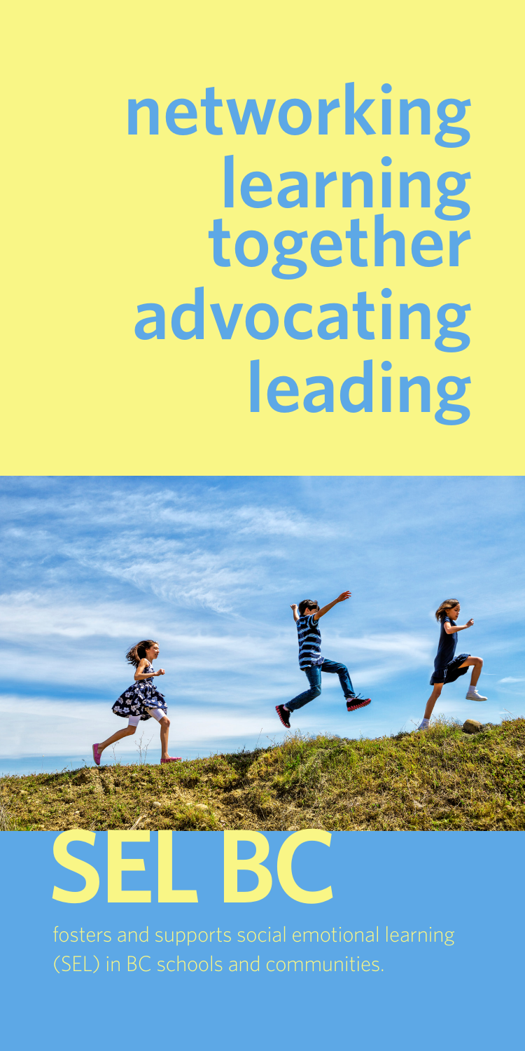# networking learning together advocating leading

# SEL BC

fosters and supports social emotional learning (SEL) in BC schools and communities.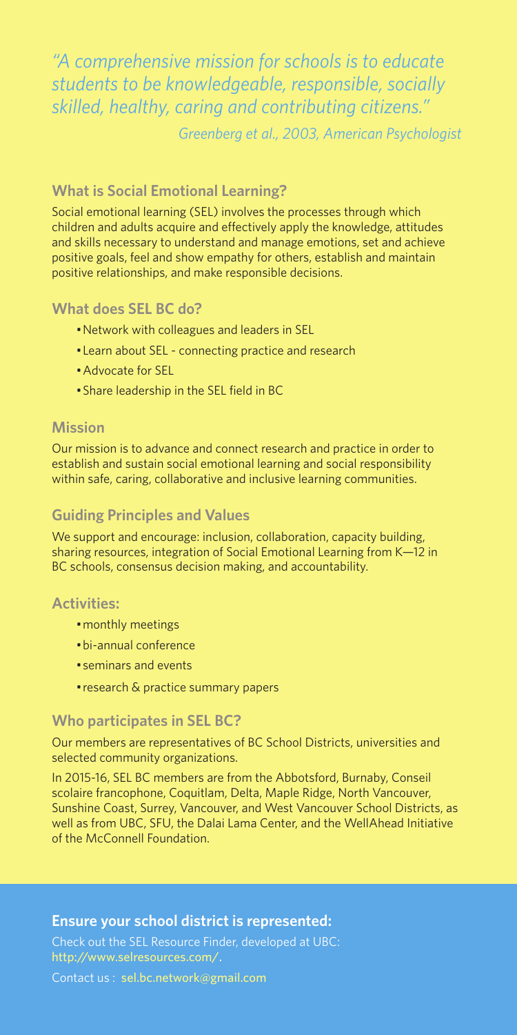*"A comprehensive mission for schools is to educate students to be knowledgeable, responsible, socially skilled, healthy, caring and contributing citizens."*

*Greenberg et al., 2003, American Psychologist*

### What is Social Emotional Learning?

Social emotional learning (SEL) involves the processes through which children and adults acquire and effectively apply the knowledge, attitudes and skills necessary to understand and manage emotions, set and achieve positive goals, feel and show empathy for others, establish and maintain positive relationships, and make responsible decisions.

### What does SEL BC do?

- Network with colleagues and leaders in SEL
- Learn about SEL - connecting practice and research
- Advocate for SEL
- Share leadership in the SEL field in BC

### Mission

Our mission is to advance and connect research and practice in order to establish and sustain social emotional learning and social responsibility within safe, caring, collaborative and inclusive learning communities.

### Guiding Principles and Values

We support and encourage: inclusion, collaboration, capacity building, sharing resources, integration of Social Emotional Learning from K—12 in BC schools, consensus decision making, and accountability.

### Activities:

- monthly meetings
- bi-annual conference
- seminars and events
- research & practice summary papers

### Who participates in SEL BC?

Our members are representatives of BC School Districts, universities and selected community organizations.

In 2015-16, SEL BC members are from the Abbotsford, Burnaby, Conseil scolaire francophone, Coquitlam, Delta, Maple Ridge, North Vancouver, Sunshine Coast, Surrey, Vancouver, and West Vancouver School Districts, as well as from UBC, SFU, the Dalai Lama Center, and the WellAhead Initiative of the McConnell Foundation.

**Ensure your school district is represented:**

Check out the SEL Resource Finder, developed at UBC: http://www.selresources.com/.

Contact us : sel.bc.network@gmail.com